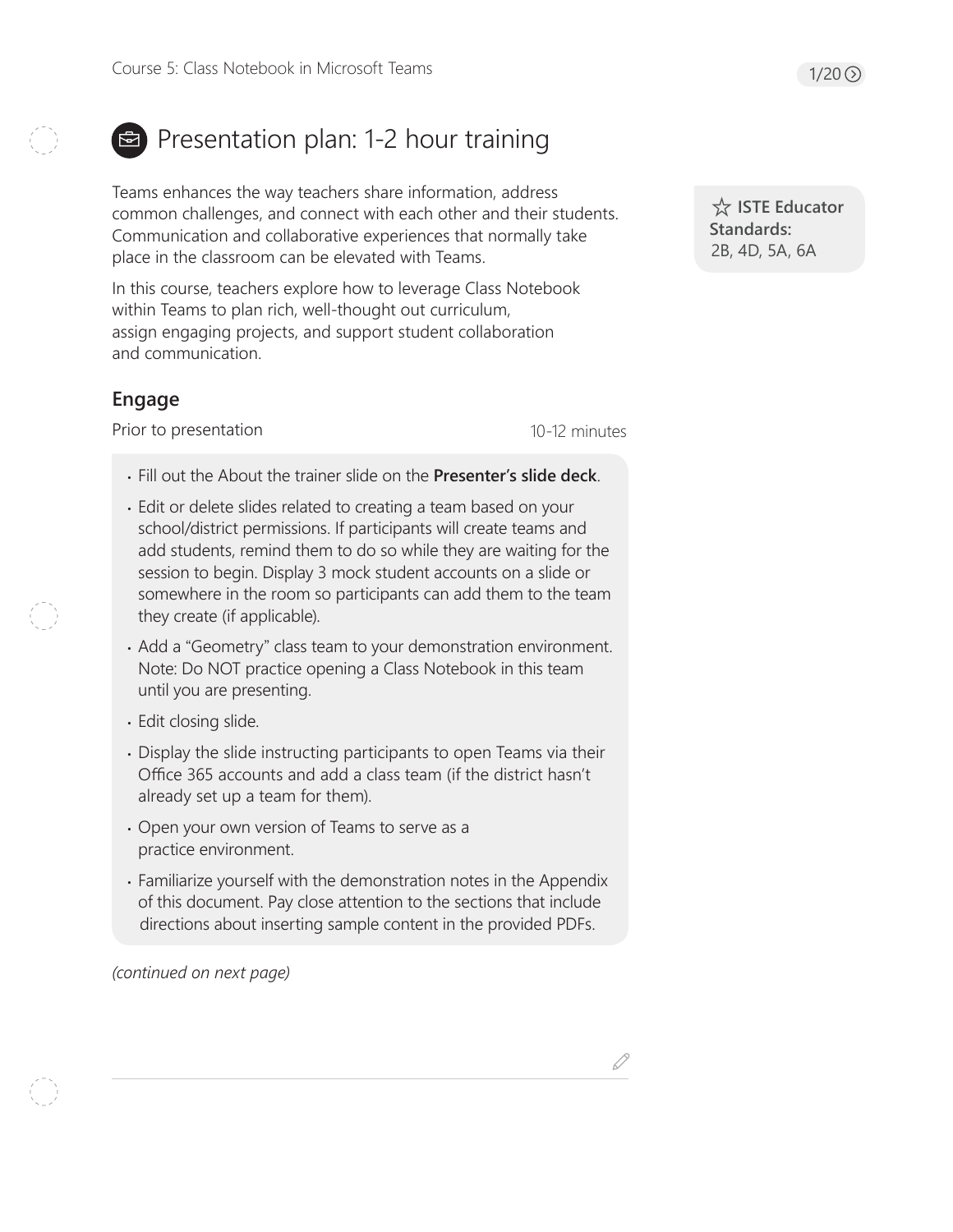# Presentation plan: 1-2 hour training

Teams enhances the way teachers share information, address common challenges, and connect with each other and their students. Communication and collaborative experiences that normally take place in the classroom can be elevated with Teams.

In this course, teachers explore how to leverage Class Notebook within Teams to plan rich, well-thought out curriculum, assign engaging projects, and support student collaboration and communication.

☆ **ISTE Educator Standards:**
2B, 4D, 5A, 6A

## Engage

Prior to presentation — 10-12 minutes

- Fill out the About the trainer slide on the **Presenter's slide deck**.
- Edit or delete slides related to creating a team based on your school/district permissions. If participants will create teams and add students, remind them to do so while they are waiting for the session to begin. Display 3 mock student accounts on a slide or somewhere in the room so participants can add them to the team they create (if applicable).
- Add a "Geometry" class team to your demonstration environment. Note: Do NOT practice opening a Class Notebook in this team until you are presenting.
- Edit closing slide.
- Display the slide instructing participants to open Teams via their Office 365 accounts and add a class team (if the district hasn't already set up a team for them).
- Open your own version of Teams to serve as a practice environment.
- Familiarize yourself with the demonstration notes in the Appendix of this document. Pay close attention to the sections that include directions about inserting sample content in the provided PDFs.

*(continued on next page)*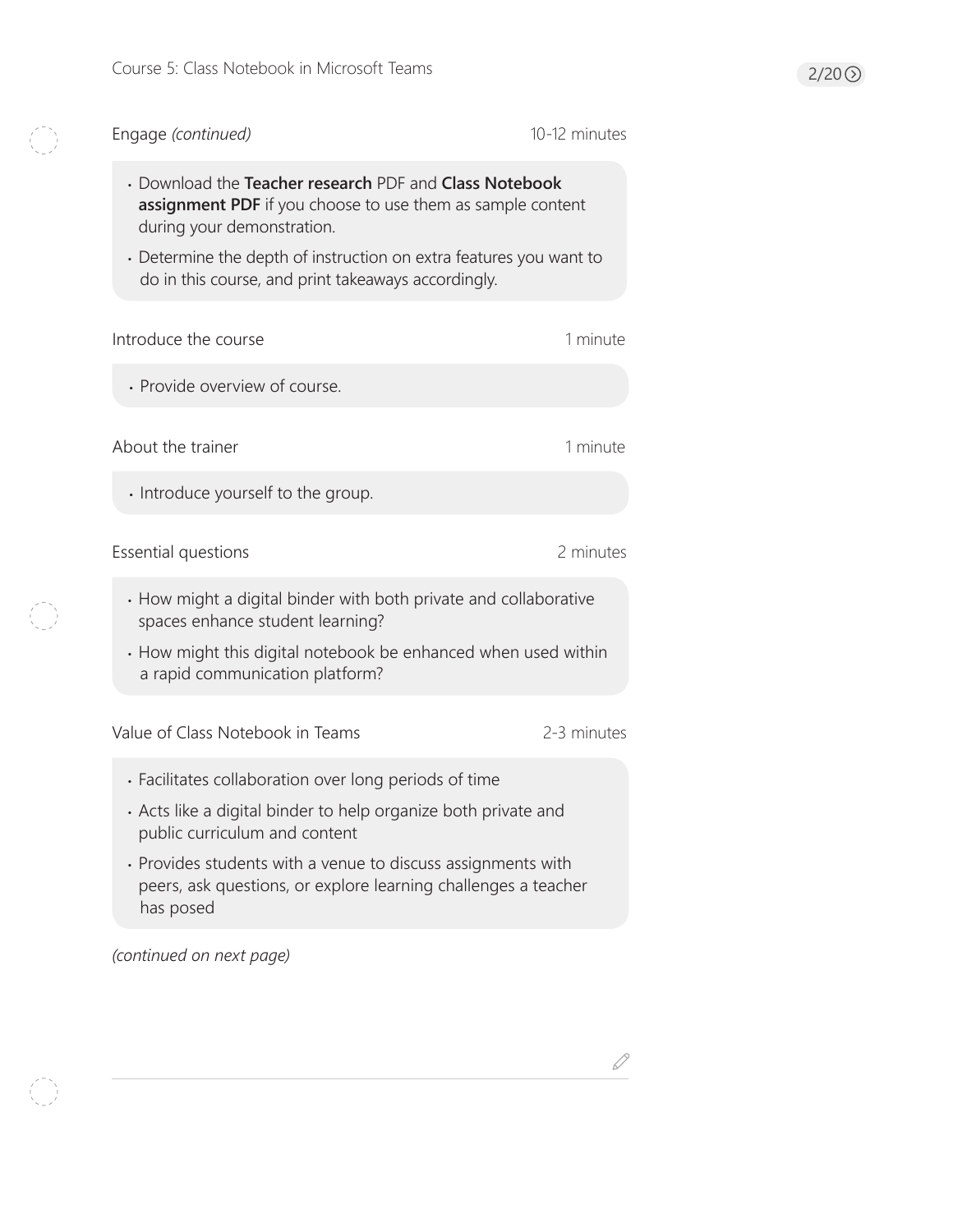## Engage *(continued)*

10-12 minutes

- Download the **Teacher research** PDF and **Class Notebook assignment PDF** if you choose to use them as sample content during your demonstration.
- Determine the depth of instruction on extra features you want to do in this course, and print takeaways accordingly.

## Introduce the course

1 minute

- Provide overview of course.

## About the trainer

1 minute

- Introduce yourself to the group.

## Essential questions

2 minutes

- How might a digital binder with both private and collaborative spaces enhance student learning?
- How might this digital notebook be enhanced when used within a rapid communication platform?

## Value of Class Notebook in Teams

2-3 minutes

- Facilitates collaboration over long periods of time
- Acts like a digital binder to help organize both private and public curriculum and content
- Provides students with a venue to discuss assignments with peers, ask questions, or explore learning challenges a teacher has posed

*(continued on next page)*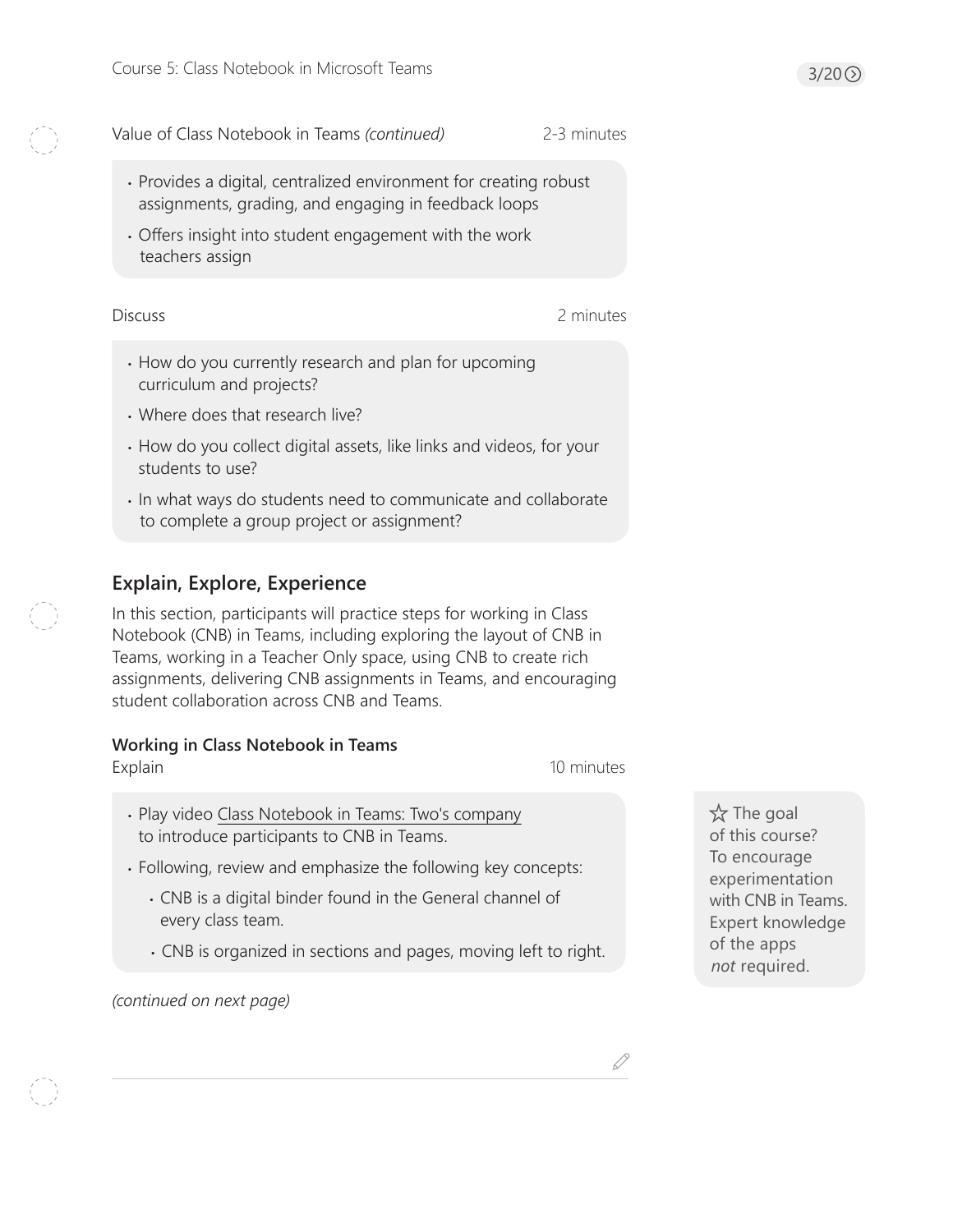Value of Class Notebook in Teams *(continued)* 2-3 minutes

- Provides a digital, centralized environment for creating robust assignments, grading, and engaging in feedback loops
- Offers insight into student engagement with the work teachers assign

Discuss 2 minutes

- How do you currently research and plan for upcoming curriculum and projects?
- Where does that research live?
- How do you collect digital assets, like links and videos, for your students to use?
- In what ways do students need to communicate and collaborate to complete a group project or assignment?

## Explain, Explore, Experience

In this section, participants will practice steps for working in Class Notebook (CNB) in Teams, including exploring the layout of CNB in Teams, working in a Teacher Only space, using CNB to create rich assignments, delivering CNB assignments in Teams, and encouraging student collaboration across CNB and Teams.

### Working in Class Notebook in Teams

Explain 10 minutes

- Play video Class Notebook in Teams: Two's company to introduce participants to CNB in Teams.
- Following, review and emphasize the following key concepts:
  - CNB is a digital binder found in the General channel of every class team.
  - CNB is organized in sections and pages, moving left to right.

*(continued on next page)*

☆ The goal of this course? To encourage experimentation with CNB in Teams. Expert knowledge of the apps *not* required.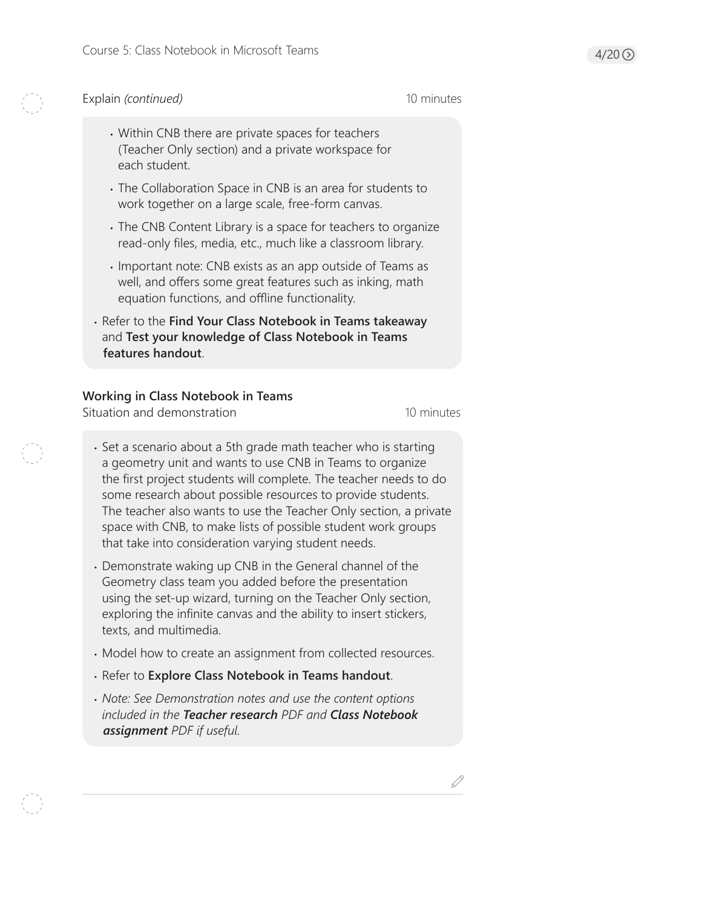Explain *(continued)* 10 minutes

- Within CNB there are private spaces for teachers (Teacher Only section) and a private workspace for each student.
- The Collaboration Space in CNB is an area for students to work together on a large scale, free-form canvas.
- The CNB Content Library is a space for teachers to organize read-only files, media, etc., much like a classroom library.
- Important note: CNB exists as an app outside of Teams as well, and offers some great features such as inking, math equation functions, and offline functionality.

- Refer to the **Find Your Class Notebook in Teams takeaway** and **Test your knowledge of Class Notebook in Teams features handout**.

**Working in Class Notebook in Teams**

Situation and demonstration 10 minutes

- Set a scenario about a 5th grade math teacher who is starting a geometry unit and wants to use CNB in Teams to organize the first project students will complete. The teacher needs to do some research about possible resources to provide students. The teacher also wants to use the Teacher Only section, a private space with CNB, to make lists of possible student work groups that take into consideration varying student needs.
- Demonstrate waking up CNB in the General channel of the Geometry class team you added before the presentation using the set-up wizard, turning on the Teacher Only section, exploring the infinite canvas and the ability to insert stickers, texts, and multimedia.
- Model how to create an assignment from collected resources.
- Refer to **Explore Class Notebook in Teams handout**.
- *Note: See Demonstration notes and use the content options included in the* ***Teacher research*** *PDF and* ***Class Notebook assignment*** *PDF if useful.*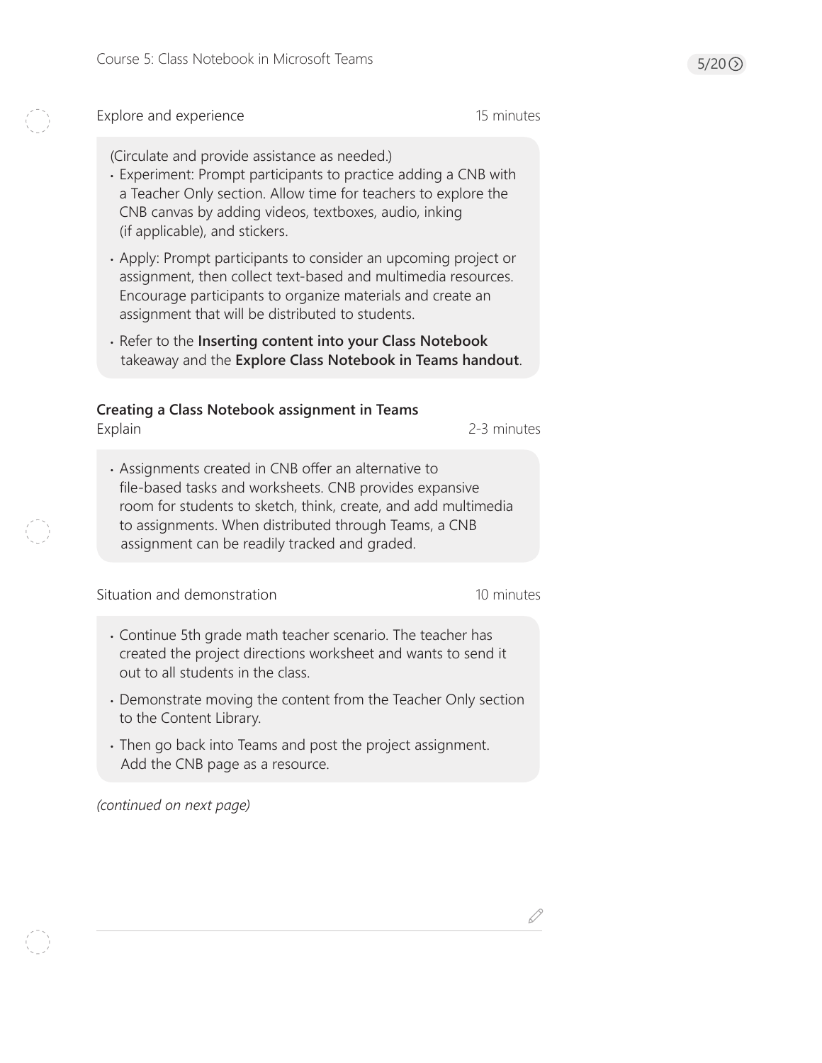Explore and experience — 15 minutes

(Circulate and provide assistance as needed.)

- Experiment: Prompt participants to practice adding a CNB with a Teacher Only section. Allow time for teachers to explore the CNB canvas by adding videos, textboxes, audio, inking (if applicable), and stickers.
- Apply: Prompt participants to consider an upcoming project or assignment, then collect text-based and multimedia resources. Encourage participants to organize materials and create an assignment that will be distributed to students.
- Refer to the **Inserting content into your Class Notebook** takeaway and the **Explore Class Notebook in Teams handout**.

## Creating a Class Notebook assignment in Teams

Explain — 2-3 minutes

- Assignments created in CNB offer an alternative to file-based tasks and worksheets. CNB provides expansive room for students to sketch, think, create, and add multimedia to assignments. When distributed through Teams, a CNB assignment can be readily tracked and graded.

Situation and demonstration — 10 minutes

- Continue 5th grade math teacher scenario. The teacher has created the project directions worksheet and wants to send it out to all students in the class.
- Demonstrate moving the content from the Teacher Only section to the Content Library.
- Then go back into Teams and post the project assignment. Add the CNB page as a resource.

*(continued on next page)*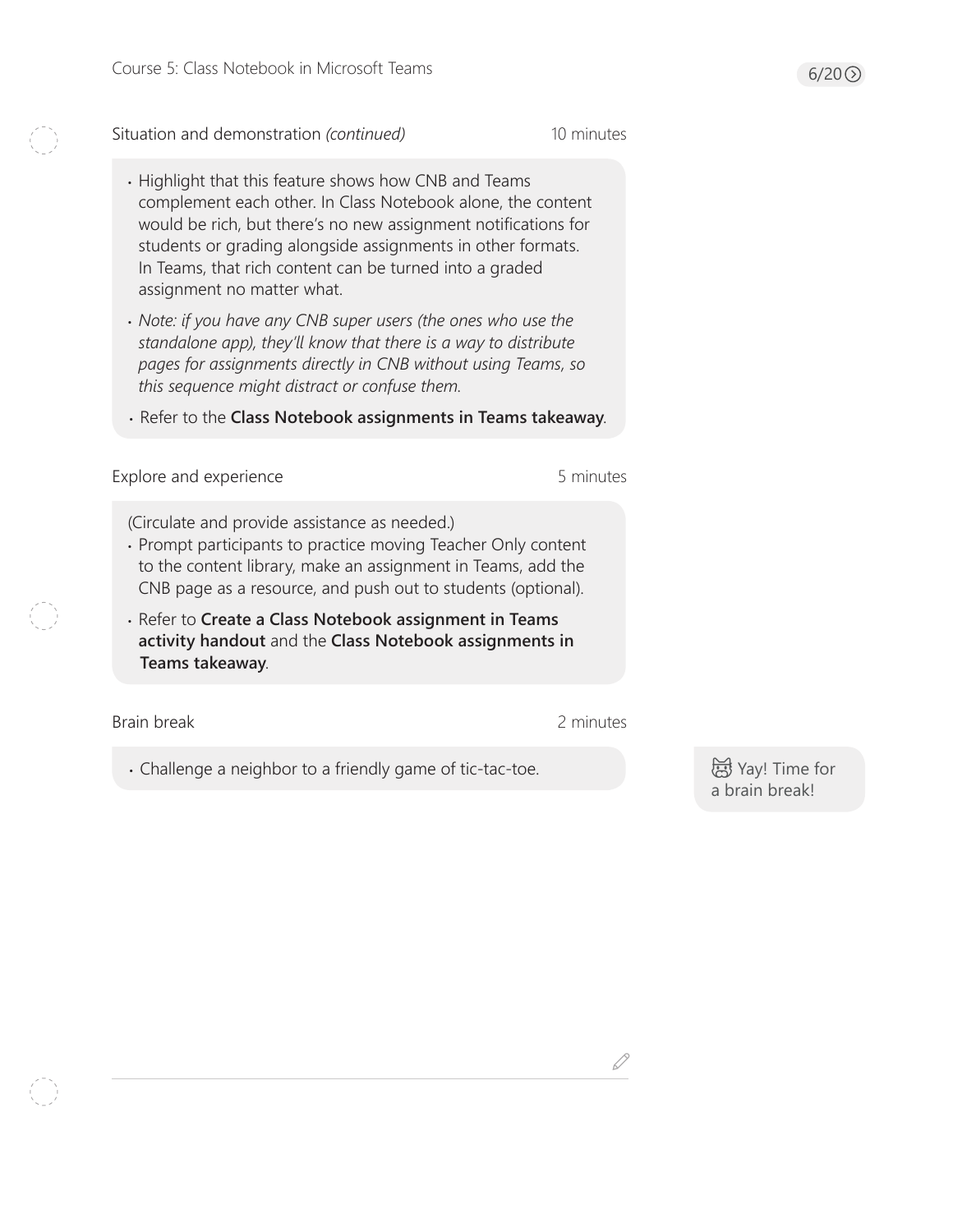## Situation and demonstration *(continued)* — 10 minutes

- Highlight that this feature shows how CNB and Teams complement each other. In Class Notebook alone, the content would be rich, but there's no new assignment notifications for students or grading alongside assignments in other formats. In Teams, that rich content can be turned into a graded assignment no matter what.
- *Note: if you have any CNB super users (the ones who use the standalone app), they'll know that there is a way to distribute pages for assignments directly in CNB without using Teams, so this sequence might distract or confuse them.*
- Refer to the **Class Notebook assignments in Teams takeaway**.

## Explore and experience — 5 minutes

(Circulate and provide assistance as needed.)

- Prompt participants to practice moving Teacher Only content to the content library, make an assignment in Teams, add the CNB page as a resource, and push out to students (optional).
- Refer to **Create a Class Notebook assignment in Teams activity handout** and the **Class Notebook assignments in Teams takeaway**.

## Brain break — 2 minutes

- Challenge a neighbor to a friendly game of tic-tac-toe.

Yay! Time for a brain break!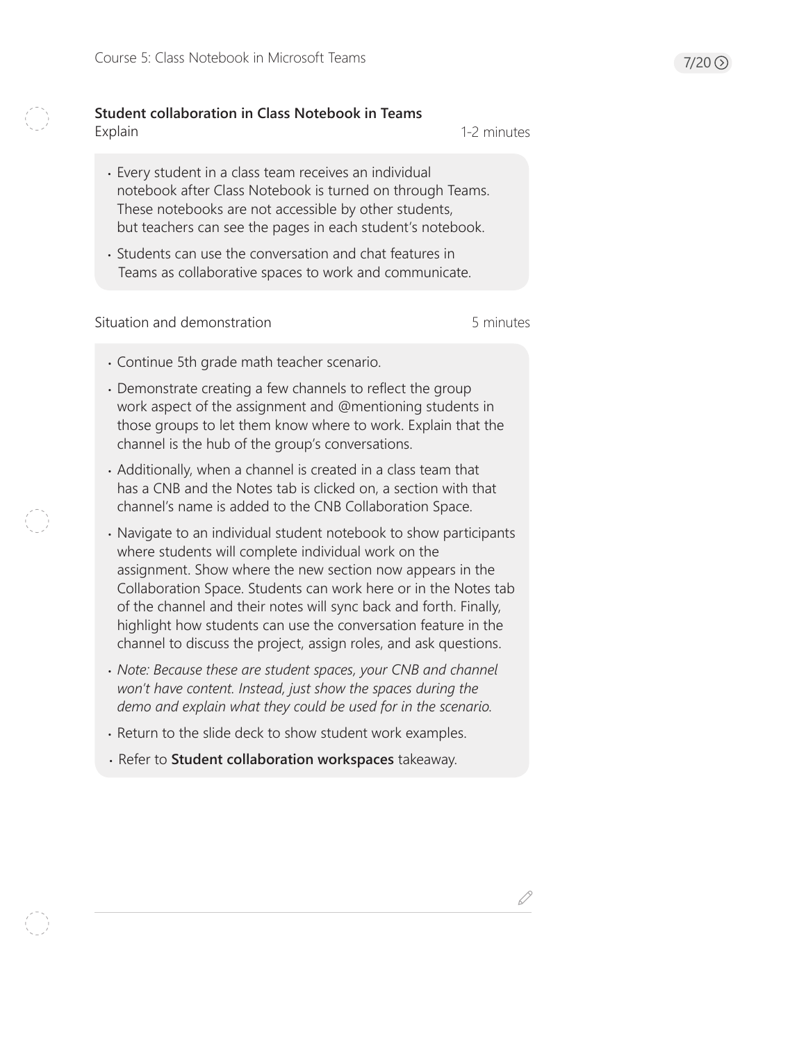## Student collaboration in Class Notebook in Teams

Explain — 1-2 minutes

- Every student in a class team receives an individual notebook after Class Notebook is turned on through Teams. These notebooks are not accessible by other students, but teachers can see the pages in each student's notebook.
- Students can use the conversation and chat features in Teams as collaborative spaces to work and communicate.

Situation and demonstration — 5 minutes

- Continue 5th grade math teacher scenario.
- Demonstrate creating a few channels to reflect the group work aspect of the assignment and @mentioning students in those groups to let them know where to work. Explain that the channel is the hub of the group's conversations.
- Additionally, when a channel is created in a class team that has a CNB and the Notes tab is clicked on, a section with that channel's name is added to the CNB Collaboration Space.
- Navigate to an individual student notebook to show participants where students will complete individual work on the assignment. Show where the new section now appears in the Collaboration Space. Students can work here or in the Notes tab of the channel and their notes will sync back and forth. Finally, highlight how students can use the conversation feature in the channel to discuss the project, assign roles, and ask questions.
- *Note: Because these are student spaces, your CNB and channel won't have content. Instead, just show the spaces during the demo and explain what they could be used for in the scenario.*
- Return to the slide deck to show student work examples.
- Refer to **Student collaboration workspaces** takeaway.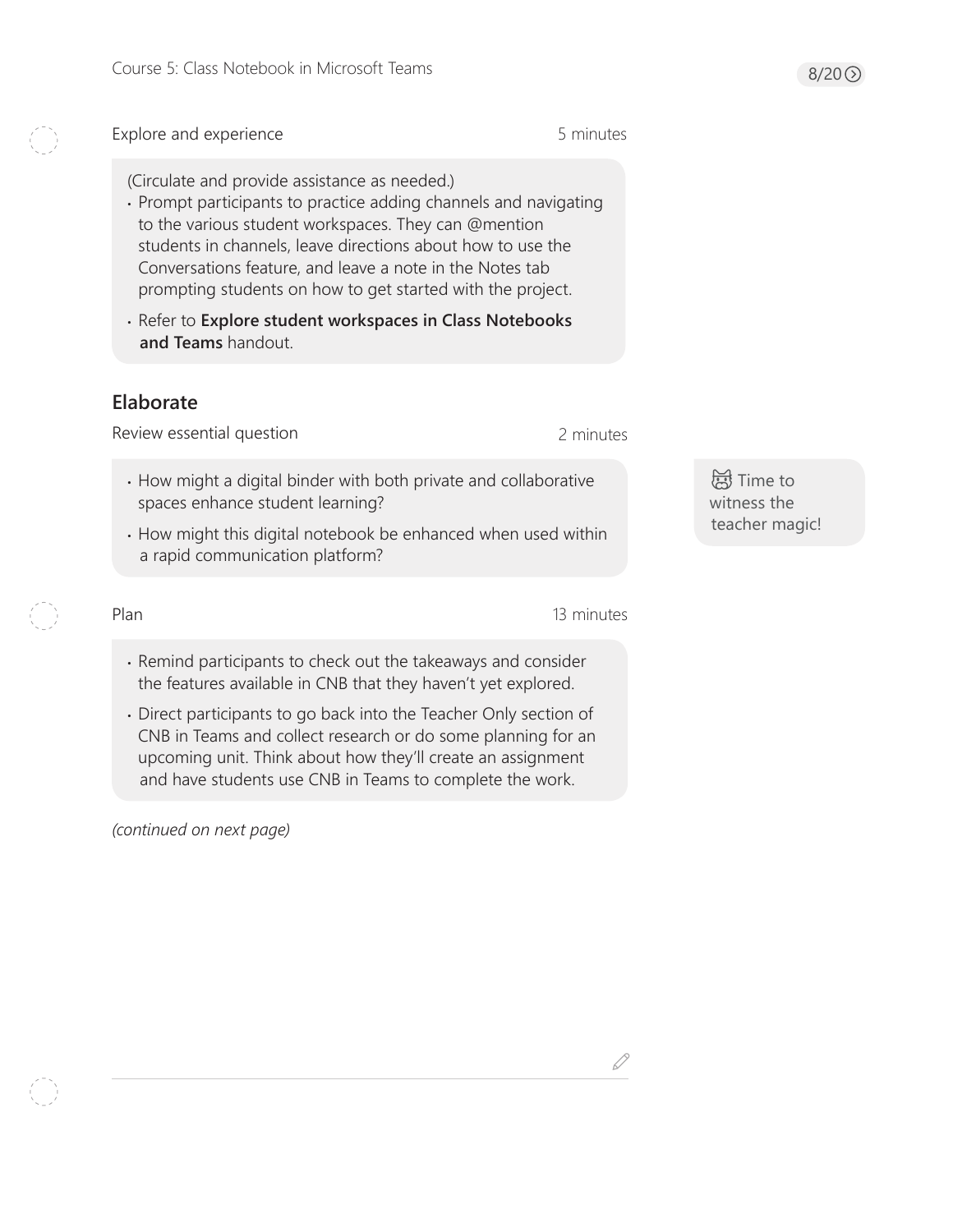Explore and experience — 5 minutes

(Circulate and provide assistance as needed.)

- Prompt participants to practice adding channels and navigating to the various student workspaces. They can @mention students in channels, leave directions about how to use the Conversations feature, and leave a note in the Notes tab prompting students on how to get started with the project.
- Refer to **Explore student workspaces in Class Notebooks and Teams** handout.

## Elaborate

Review essential question — 2 minutes

- How might a digital binder with both private and collaborative spaces enhance student learning?
- How might this digital notebook be enhanced when used within a rapid communication platform?

Time to witness the teacher magic!

Plan — 13 minutes

- Remind participants to check out the takeaways and consider the features available in CNB that they haven't yet explored.
- Direct participants to go back into the Teacher Only section of CNB in Teams and collect research or do some planning for an upcoming unit. Think about how they'll create an assignment and have students use CNB in Teams to complete the work.

*(continued on next page)*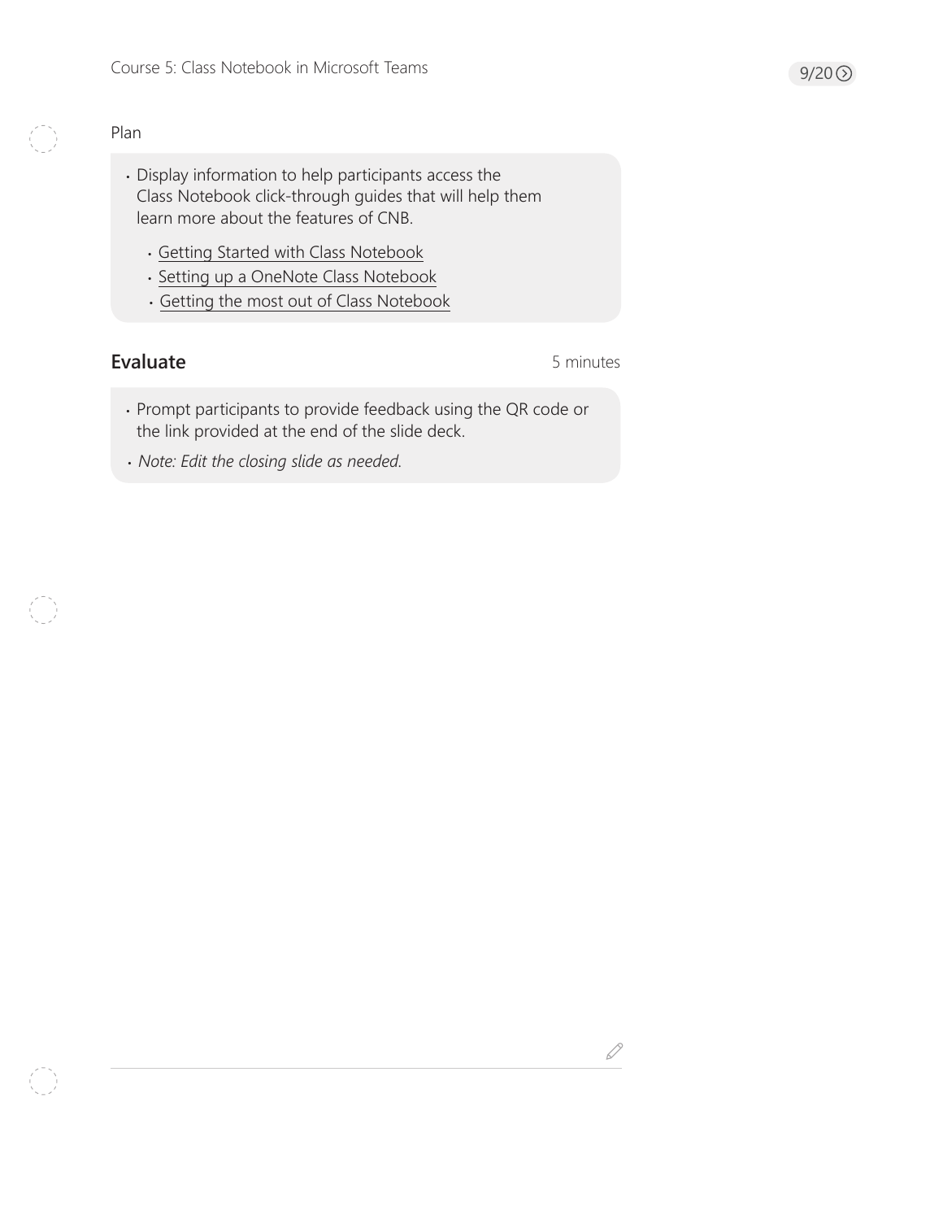Plan

- Display information to help participants access the Class Notebook click-through guides that will help them learn more about the features of CNB.
  - Getting Started with Class Notebook
  - Setting up a OneNote Class Notebook
  - Getting the most out of Class Notebook

### Evaluate

5 minutes

- Prompt participants to provide feedback using the QR code or the link provided at the end of the slide deck.
- *Note: Edit the closing slide as needed.*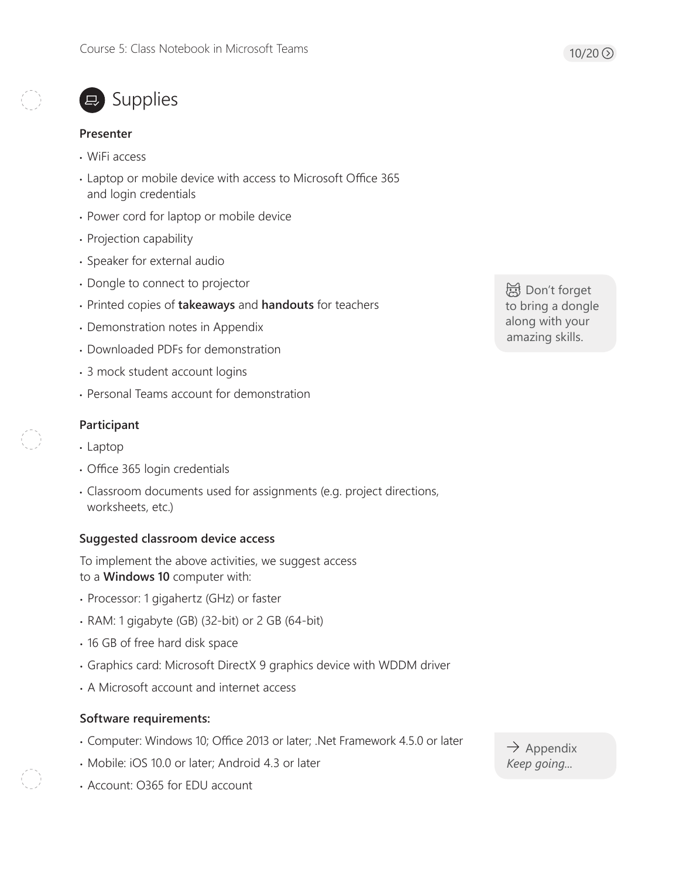# Supplies

### Presenter

- WiFi access
- Laptop or mobile device with access to Microsoft Office 365 and login credentials
- Power cord for laptop or mobile device
- Projection capability
- Speaker for external audio
- Dongle to connect to projector
- Printed copies of **takeaways** and **handouts** for teachers
- Demonstration notes in Appendix
- Downloaded PDFs for demonstration
- 3 mock student account logins
- Personal Teams account for demonstration

> Don't forget to bring a dongle along with your amazing skills.

### Participant

- Laptop
- Office 365 login credentials
- Classroom documents used for assignments (e.g. project directions, worksheets, etc.)

### Suggested classroom device access

To implement the above activities, we suggest access to a **Windows 10** computer with:

- Processor: 1 gigahertz (GHz) or faster
- RAM: 1 gigabyte (GB) (32-bit) or 2 GB (64-bit)
- 16 GB of free hard disk space
- Graphics card: Microsoft DirectX 9 graphics device with WDDM driver
- A Microsoft account and internet access

### Software requirements:

- Computer: Windows 10; Office 2013 or later; .Net Framework 4.5.0 or later
- Mobile: iOS 10.0 or later; Android 4.3 or later
- Account: O365 for EDU account

> → Appendix
> *Keep going...*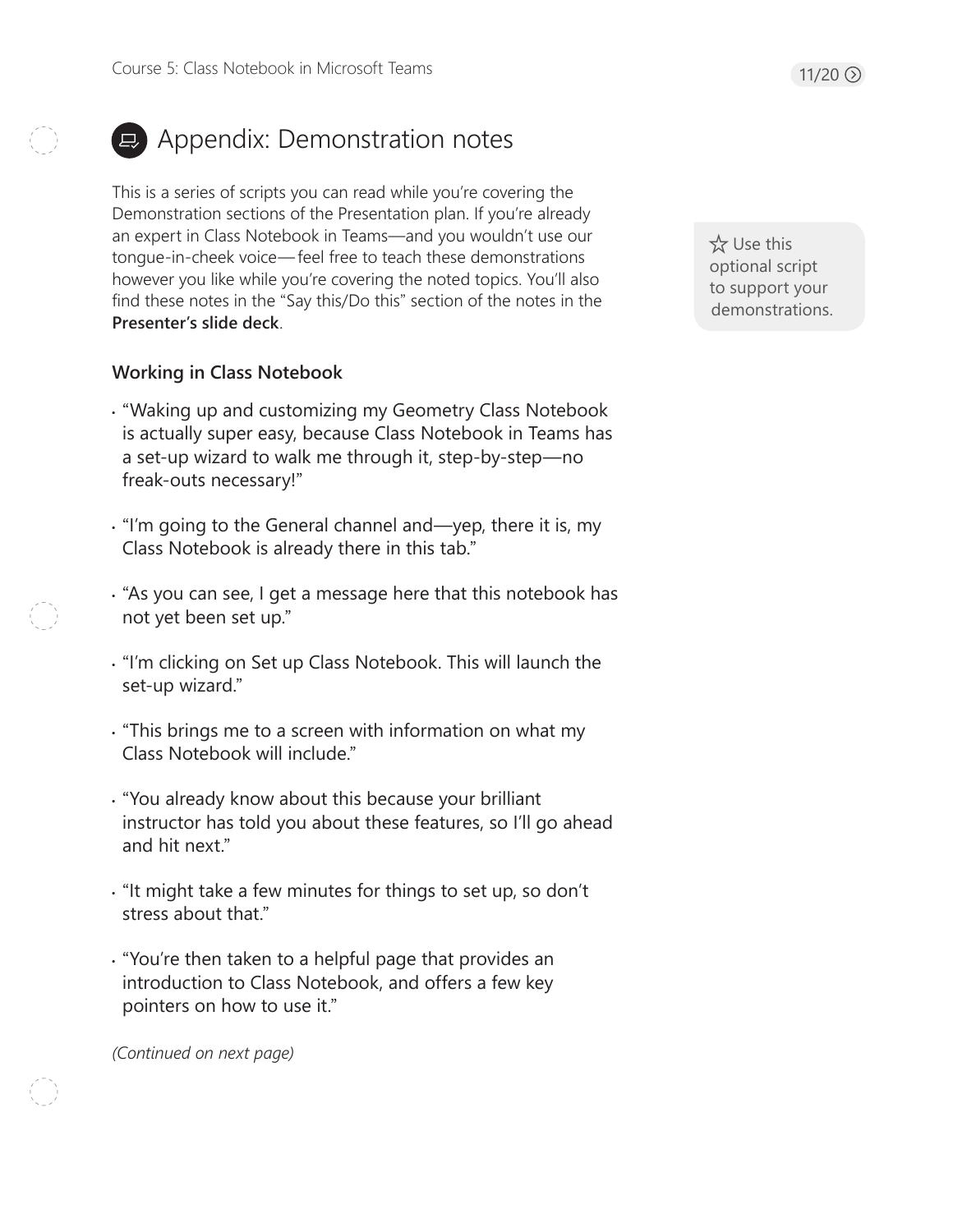# Appendix: Demonstration notes

This is a series of scripts you can read while you're covering the Demonstration sections of the Presentation plan. If you're already an expert in Class Notebook in Teams—and you wouldn't use our tongue-in-cheek voice— feel free to teach these demonstrations however you like while you're covering the noted topics. You'll also find these notes in the "Say this/Do this" section of the notes in the **Presenter's slide deck**.

☆ Use this optional script to support your demonstrations.

### Working in Class Notebook

- "Waking up and customizing my Geometry Class Notebook is actually super easy, because Class Notebook in Teams has a set-up wizard to walk me through it, step-by-step—no freak-outs necessary!"
- "I'm going to the General channel and—yep, there it is, my Class Notebook is already there in this tab."
- "As you can see, I get a message here that this notebook has not yet been set up."
- "I'm clicking on Set up Class Notebook. This will launch the set-up wizard."
- "This brings me to a screen with information on what my Class Notebook will include."
- "You already know about this because your brilliant instructor has told you about these features, so I'll go ahead and hit next."
- "It might take a few minutes for things to set up, so don't stress about that."
- "You're then taken to a helpful page that provides an introduction to Class Notebook, and offers a few key pointers on how to use it."

*(Continued on next page)*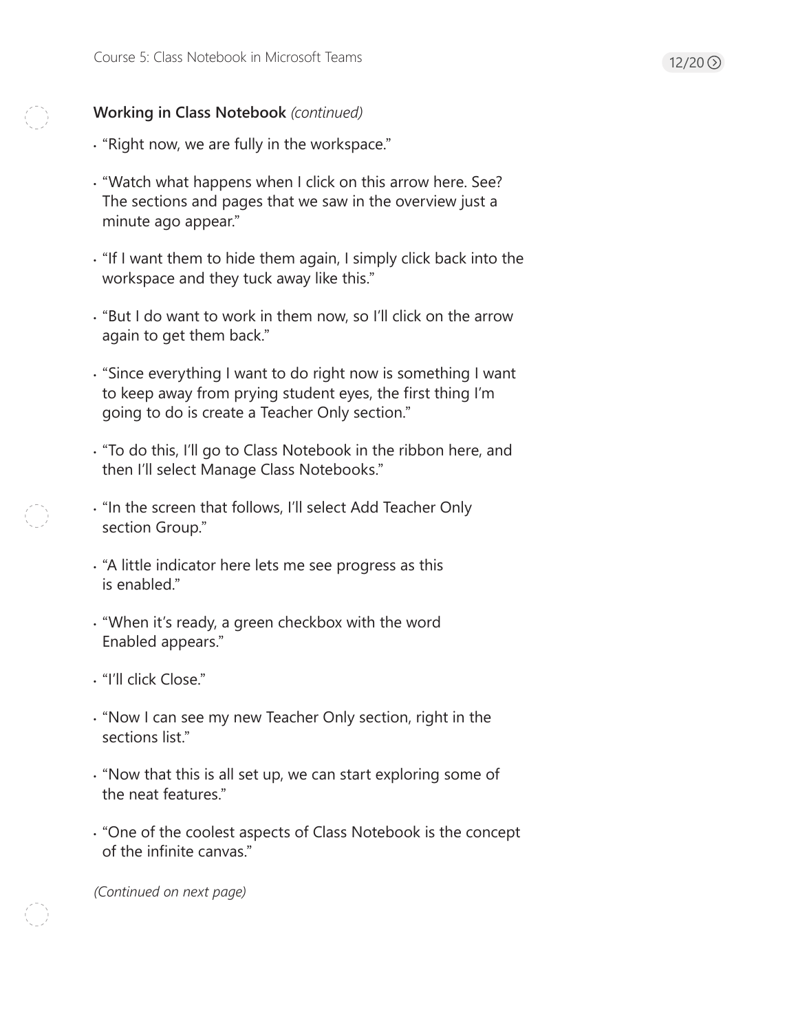**Working in Class Notebook** *(continued)*

- “Right now, we are fully in the workspace.”
- “Watch what happens when I click on this arrow here. See? The sections and pages that we saw in the overview just a minute ago appear.”
- “If I want them to hide them again, I simply click back into the workspace and they tuck away like this.”
- “But I do want to work in them now, so I’ll click on the arrow again to get them back.”
- “Since everything I want to do right now is something I want to keep away from prying student eyes, the first thing I’m going to do is create a Teacher Only section.”
- “To do this, I’ll go to Class Notebook in the ribbon here, and then I’ll select Manage Class Notebooks.”
- “In the screen that follows, I’ll select Add Teacher Only section Group.”
- “A little indicator here lets me see progress as this is enabled.”
- “When it’s ready, a green checkbox with the word Enabled appears.”
- “I’ll click Close.”
- “Now I can see my new Teacher Only section, right in the sections list.”
- “Now that this is all set up, we can start exploring some of the neat features.”
- “One of the coolest aspects of Class Notebook is the concept of the infinite canvas.”

*(Continued on next page)*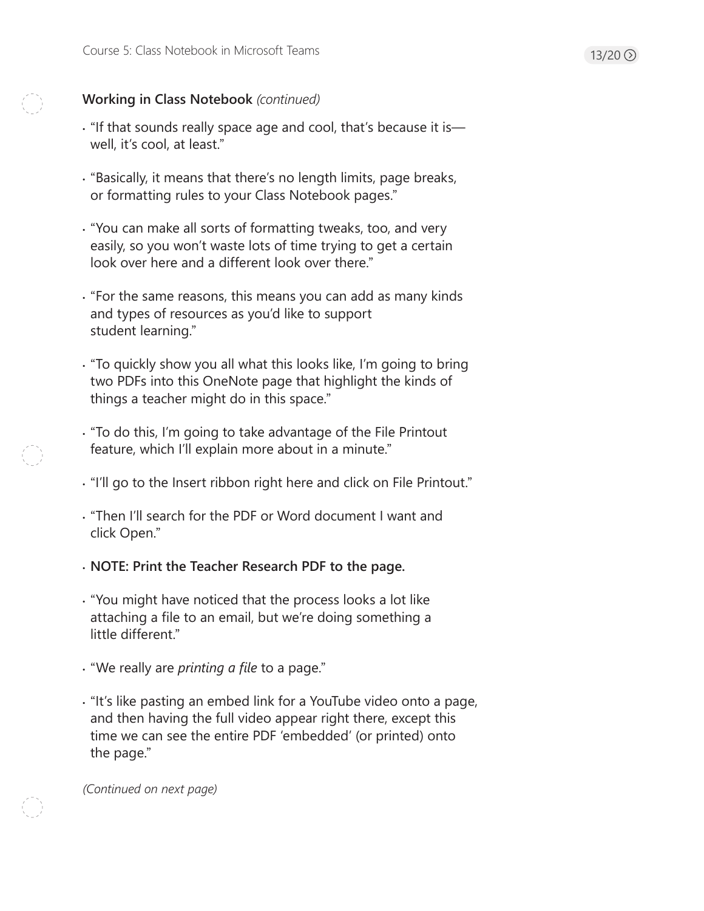**Working in Class Notebook** *(continued)*

- “If that sounds really space age and cool, that’s because it is—well, it’s cool, at least.”
- “Basically, it means that there’s no length limits, page breaks, or formatting rules to your Class Notebook pages.”
- “You can make all sorts of formatting tweaks, too, and very easily, so you won’t waste lots of time trying to get a certain look over here and a different look over there.”
- “For the same reasons, this means you can add as many kinds and types of resources as you’d like to support student learning.”
- “To quickly show you all what this looks like, I’m going to bring two PDFs into this OneNote page that highlight the kinds of things a teacher might do in this space.”
- “To do this, I’m going to take advantage of the File Printout feature, which I’ll explain more about in a minute.”
- “I’ll go to the Insert ribbon right here and click on File Printout.”
- “Then I’ll search for the PDF or Word document I want and click Open.”
- **NOTE: Print the Teacher Research PDF to the page.**
- “You might have noticed that the process looks a lot like attaching a file to an email, but we’re doing something a little different.”
- “We really are *printing a file* to a page.”
- “It’s like pasting an embed link for a YouTube video onto a page, and then having the full video appear right there, except this time we can see the entire PDF ‘embedded’ (or printed) onto the page.”

*(Continued on next page)*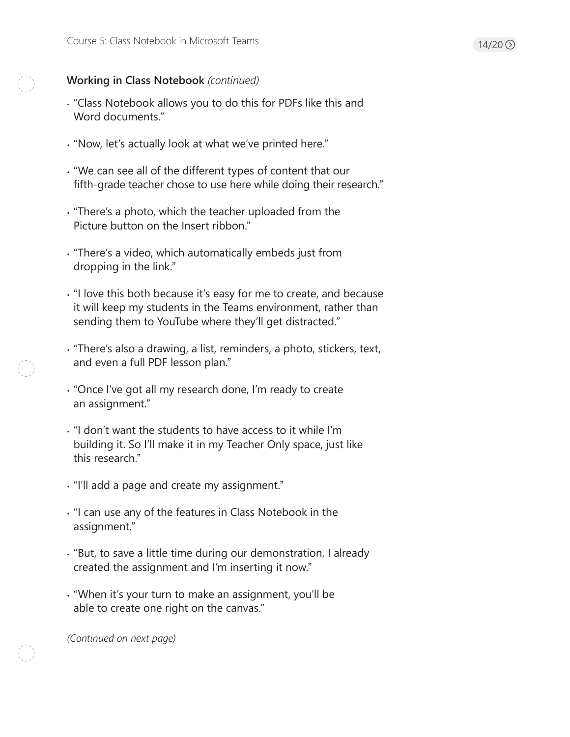**Working in Class Notebook** *(continued)*

- "Class Notebook allows you to do this for PDFs like this and Word documents."
- "Now, let's actually look at what we've printed here."
- "We can see all of the different types of content that our fifth-grade teacher chose to use here while doing their research."
- "There's a photo, which the teacher uploaded from the Picture button on the Insert ribbon."
- "There's a video, which automatically embeds just from dropping in the link."
- "I love this both because it's easy for me to create, and because it will keep my students in the Teams environment, rather than sending them to YouTube where they'll get distracted."
- "There's also a drawing, a list, reminders, a photo, stickers, text, and even a full PDF lesson plan."
- "Once I've got all my research done, I'm ready to create an assignment."
- "I don't want the students to have access to it while I'm building it. So I'll make it in my Teacher Only space, just like this research."
- "I'll add a page and create my assignment."
- "I can use any of the features in Class Notebook in the assignment."
- "But, to save a little time during our demonstration, I already created the assignment and I'm inserting it now."
- "When it's your turn to make an assignment, you'll be able to create one right on the canvas."

*(Continued on next page)*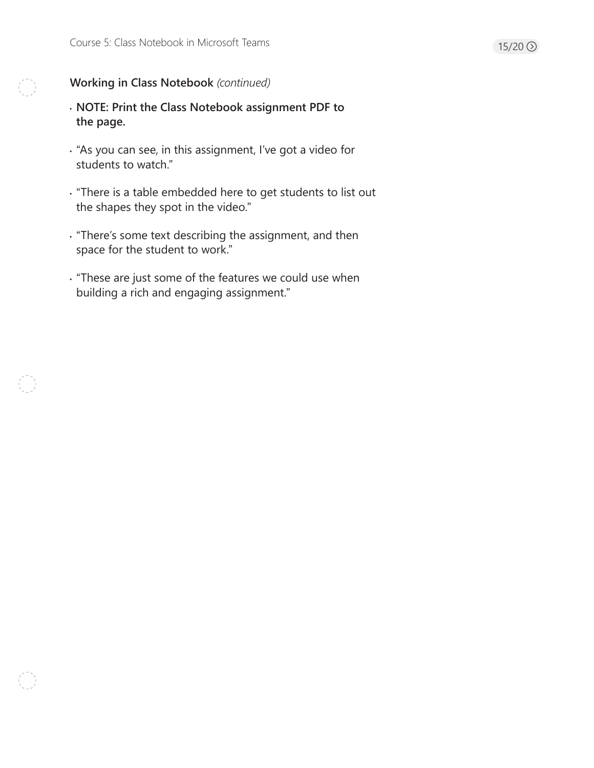**Working in Class Notebook** *(continued)*

- **NOTE: Print the Class Notebook assignment PDF to the page.**
- "As you can see, in this assignment, I've got a video for students to watch."
- "There is a table embedded here to get students to list out the shapes they spot in the video."
- "There's some text describing the assignment, and then space for the student to work."
- "These are just some of the features we could use when building a rich and engaging assignment."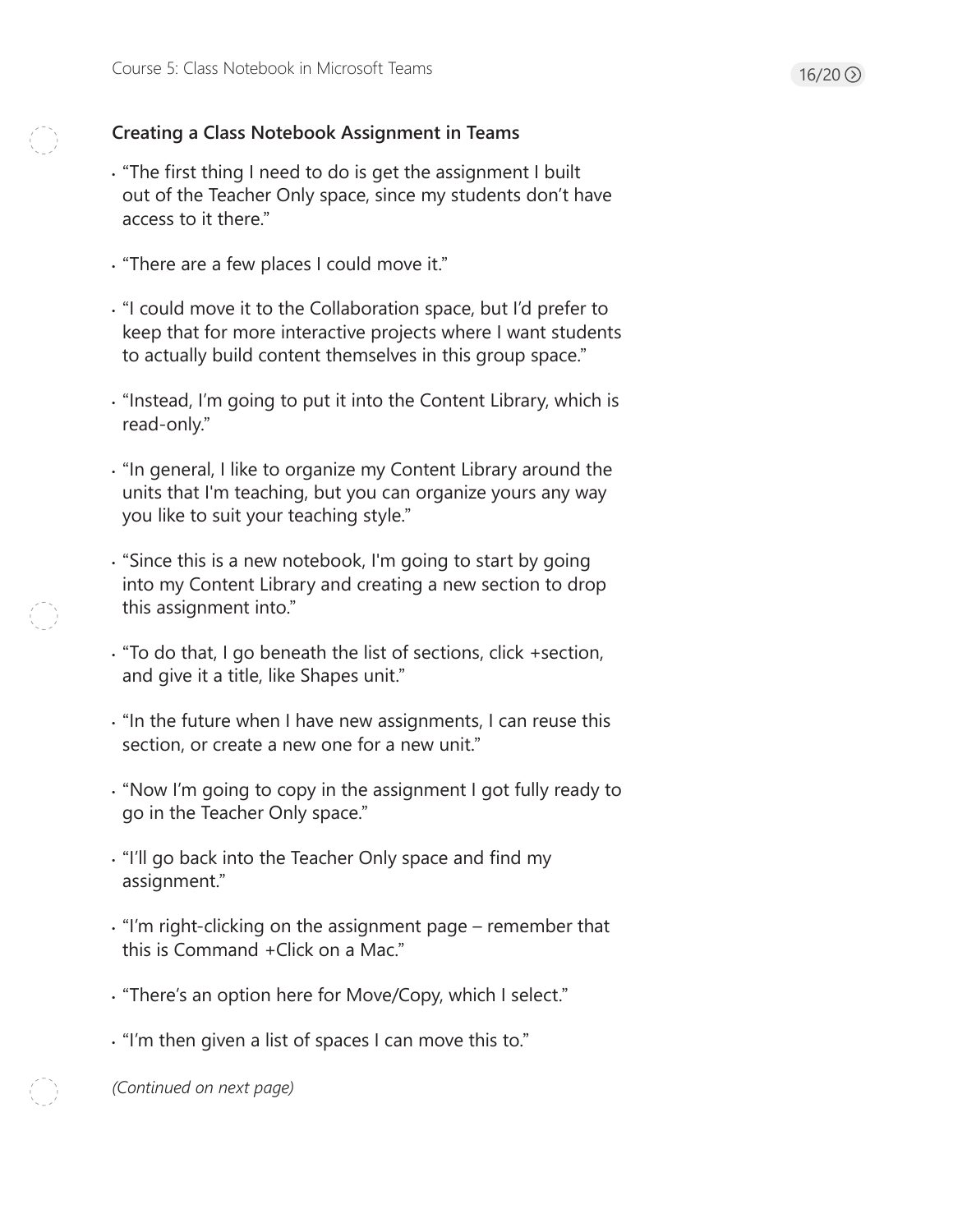## Creating a Class Notebook Assignment in Teams

- "The first thing I need to do is get the assignment I built out of the Teacher Only space, since my students don't have access to it there."
- "There are a few places I could move it."
- "I could move it to the Collaboration space, but I'd prefer to keep that for more interactive projects where I want students to actually build content themselves in this group space."
- "Instead, I'm going to put it into the Content Library, which is read-only."
- "In general, I like to organize my Content Library around the units that I'm teaching, but you can organize yours any way you like to suit your teaching style."
- "Since this is a new notebook, I'm going to start by going into my Content Library and creating a new section to drop this assignment into."
- "To do that, I go beneath the list of sections, click +section, and give it a title, like Shapes unit."
- "In the future when I have new assignments, I can reuse this section, or create a new one for a new unit."
- "Now I'm going to copy in the assignment I got fully ready to go in the Teacher Only space."
- "I'll go back into the Teacher Only space and find my assignment."
- "I'm right-clicking on the assignment page – remember that this is Command +Click on a Mac."
- "There's an option here for Move/Copy, which I select."
- "I'm then given a list of spaces I can move this to."

*(Continued on next page)*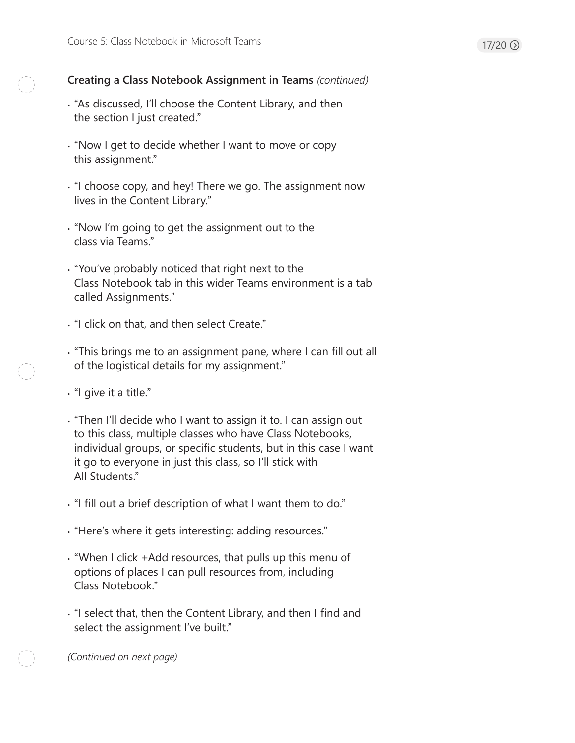**Creating a Class Notebook Assignment in Teams** *(continued)*

- "As discussed, I'll choose the Content Library, and then the section I just created."
- "Now I get to decide whether I want to move or copy this assignment."
- "I choose copy, and hey! There we go. The assignment now lives in the Content Library."
- "Now I'm going to get the assignment out to the class via Teams."
- "You've probably noticed that right next to the Class Notebook tab in this wider Teams environment is a tab called Assignments."
- "I click on that, and then select Create."
- "This brings me to an assignment pane, where I can fill out all of the logistical details for my assignment."
- "I give it a title."
- "Then I'll decide who I want to assign it to. I can assign out to this class, multiple classes who have Class Notebooks, individual groups, or specific students, but in this case I want it go to everyone in just this class, so I'll stick with All Students."
- "I fill out a brief description of what I want them to do."
- "Here's where it gets interesting: adding resources."
- "When I click +Add resources, that pulls up this menu of options of places I can pull resources from, including Class Notebook."
- "I select that, then the Content Library, and then I find and select the assignment I've built."

*(Continued on next page)*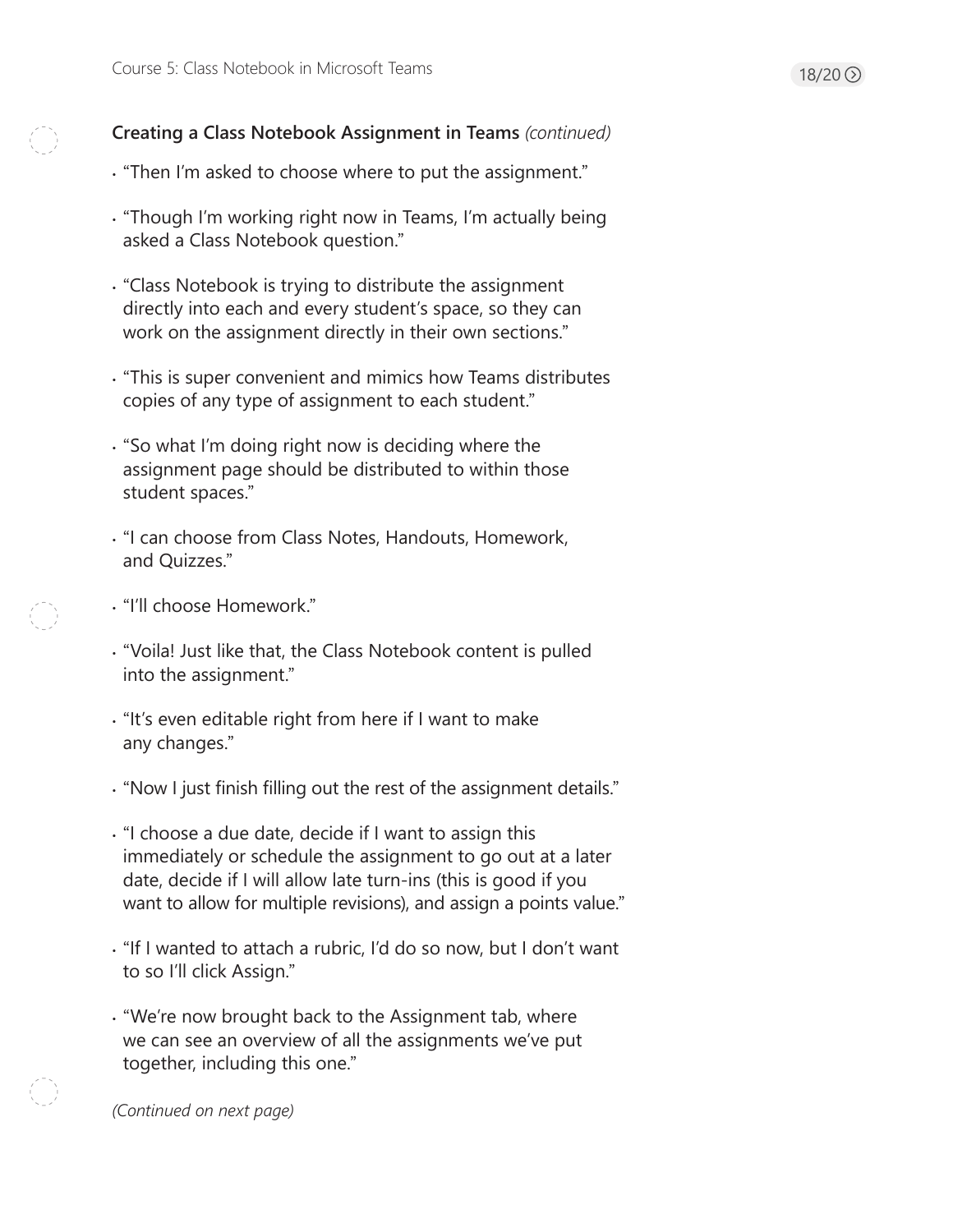**Creating a Class Notebook Assignment in Teams** *(continued)*

- "Then I'm asked to choose where to put the assignment."
- "Though I'm working right now in Teams, I'm actually being asked a Class Notebook question."
- "Class Notebook is trying to distribute the assignment directly into each and every student's space, so they can work on the assignment directly in their own sections."
- "This is super convenient and mimics how Teams distributes copies of any type of assignment to each student."
- "So what I'm doing right now is deciding where the assignment page should be distributed to within those student spaces."
- "I can choose from Class Notes, Handouts, Homework, and Quizzes."
- "I'll choose Homework."
- "Voila! Just like that, the Class Notebook content is pulled into the assignment."
- "It's even editable right from here if I want to make any changes."
- "Now I just finish filling out the rest of the assignment details."
- "I choose a due date, decide if I want to assign this immediately or schedule the assignment to go out at a later date, decide if I will allow late turn-ins (this is good if you want to allow for multiple revisions), and assign a points value."
- "If I wanted to attach a rubric, I'd do so now, but I don't want to so I'll click Assign."
- "We're now brought back to the Assignment tab, where we can see an overview of all the assignments we've put together, including this one."

*(Continued on next page)*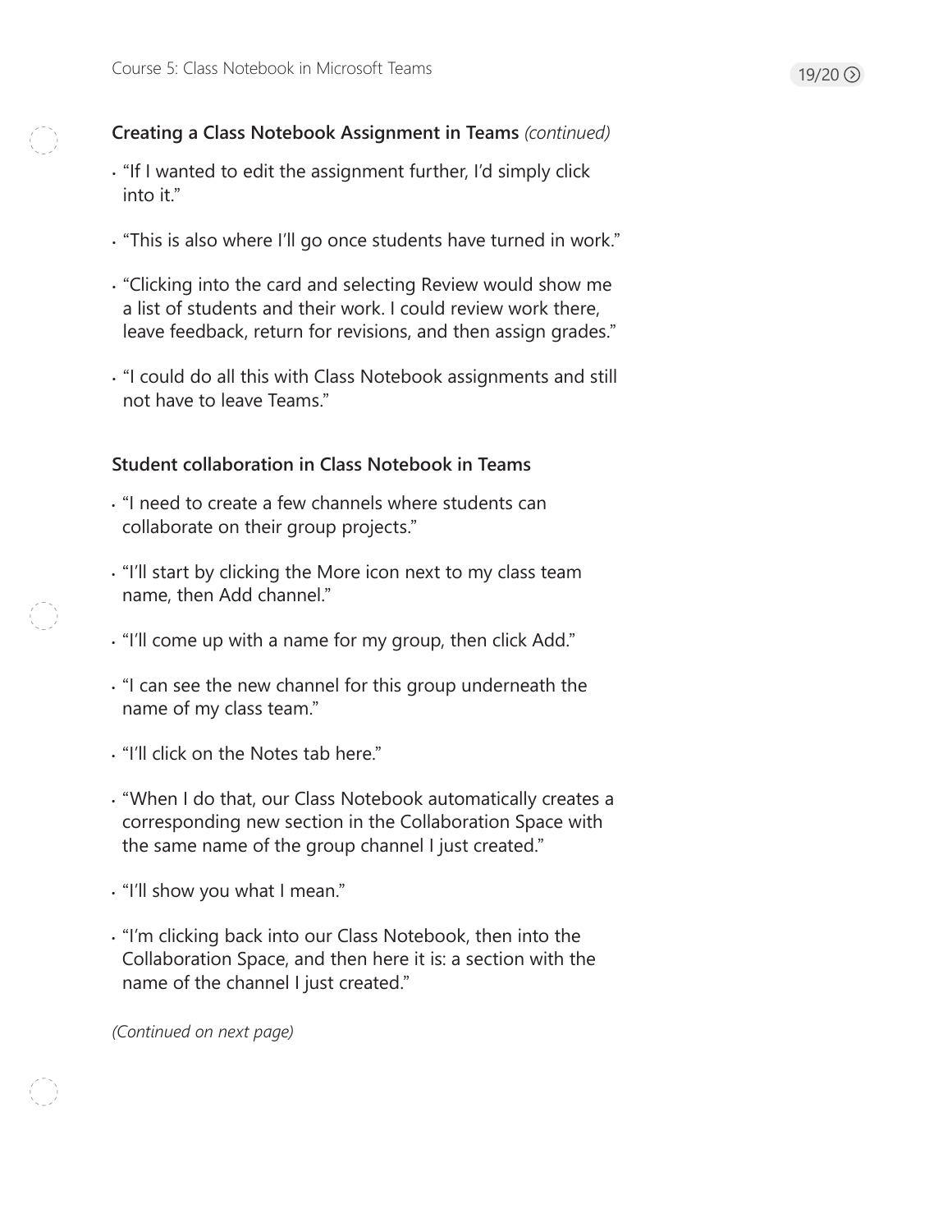**Creating a Class Notebook Assignment in Teams** *(continued)*

- "If I wanted to edit the assignment further, I'd simply click into it."
- "This is also where I'll go once students have turned in work."
- "Clicking into the card and selecting Review would show me a list of students and their work. I could review work there, leave feedback, return for revisions, and then assign grades."
- "I could do all this with Class Notebook assignments and still not have to leave Teams."

**Student collaboration in Class Notebook in Teams**

- "I need to create a few channels where students can collaborate on their group projects."
- "I'll start by clicking the More icon next to my class team name, then Add channel."
- "I'll come up with a name for my group, then click Add."
- "I can see the new channel for this group underneath the name of my class team."
- "I'll click on the Notes tab here."
- "When I do that, our Class Notebook automatically creates a corresponding new section in the Collaboration Space with the same name of the group channel I just created."
- "I'll show you what I mean."
- "I'm clicking back into our Class Notebook, then into the Collaboration Space, and then here it is: a section with the name of the channel I just created."

*(Continued on next page)*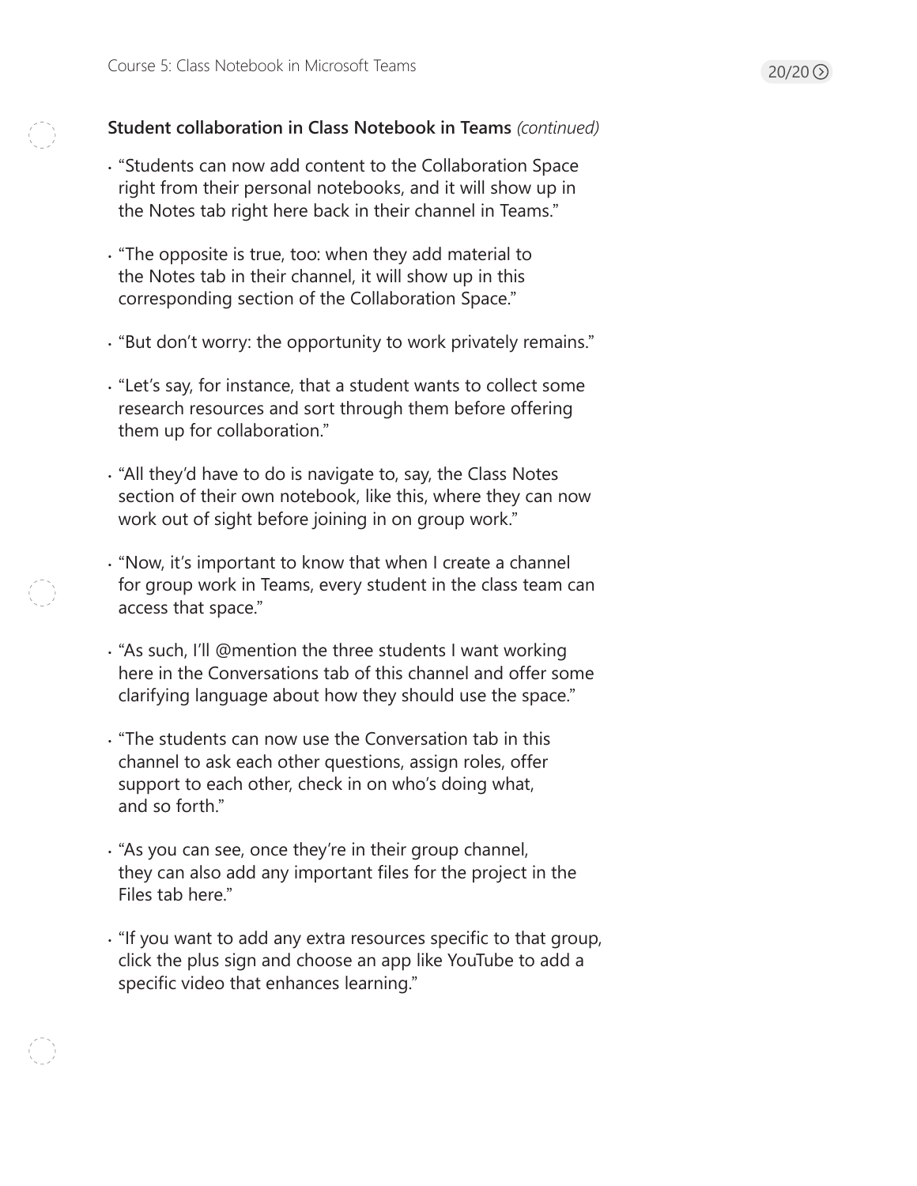**Student collaboration in Class Notebook in Teams** *(continued)*

- "Students can now add content to the Collaboration Space right from their personal notebooks, and it will show up in the Notes tab right here back in their channel in Teams."
- "The opposite is true, too: when they add material to the Notes tab in their channel, it will show up in this corresponding section of the Collaboration Space."
- "But don't worry: the opportunity to work privately remains."
- "Let's say, for instance, that a student wants to collect some research resources and sort through them before offering them up for collaboration."
- "All they'd have to do is navigate to, say, the Class Notes section of their own notebook, like this, where they can now work out of sight before joining in on group work."
- "Now, it's important to know that when I create a channel for group work in Teams, every student in the class team can access that space."
- "As such, I'll @mention the three students I want working here in the Conversations tab of this channel and offer some clarifying language about how they should use the space."
- "The students can now use the Conversation tab in this channel to ask each other questions, assign roles, offer support to each other, check in on who's doing what, and so forth."
- "As you can see, once they're in their group channel, they can also add any important files for the project in the Files tab here."
- "If you want to add any extra resources specific to that group, click the plus sign and choose an app like YouTube to add a specific video that enhances learning."